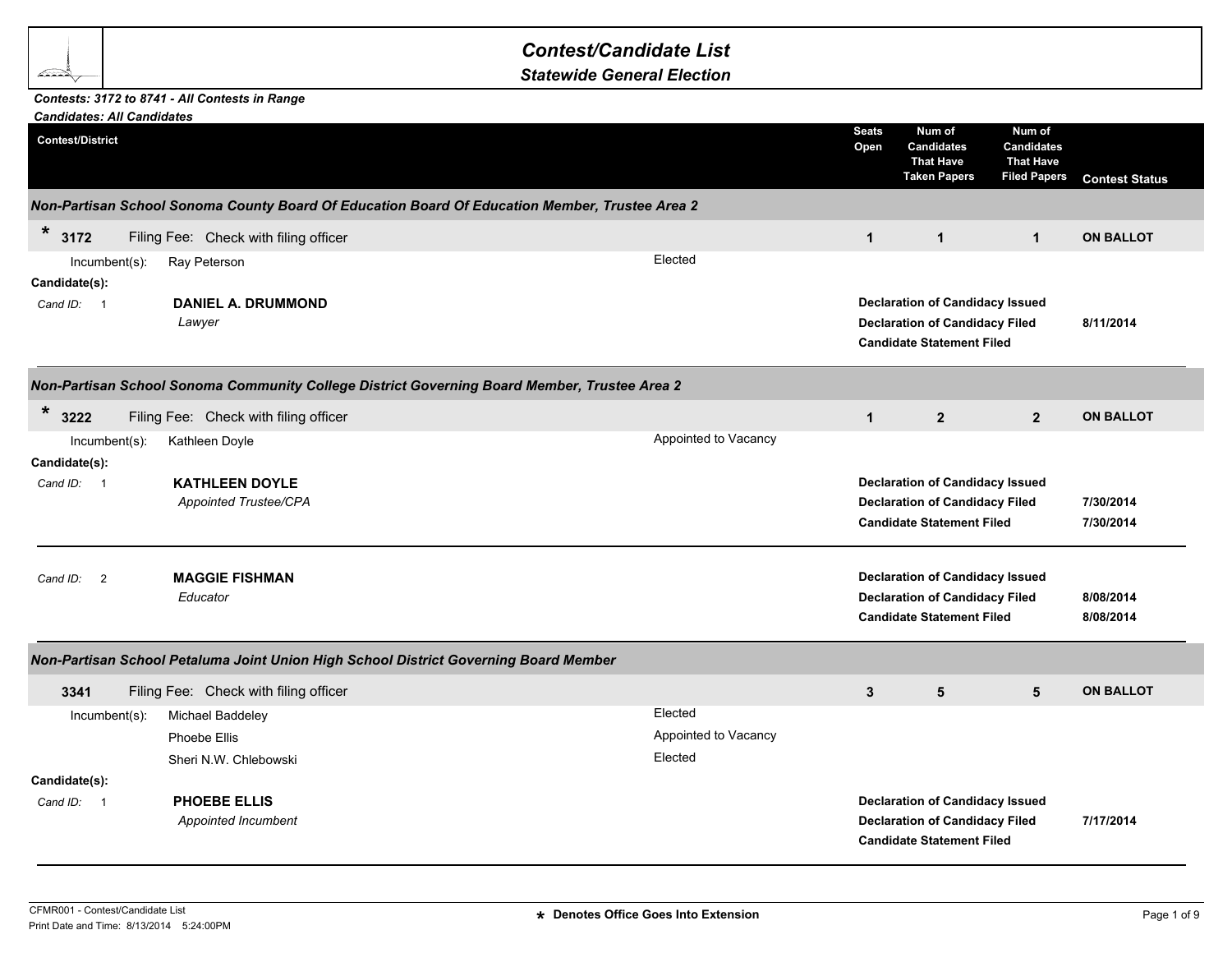# Contest/Candidate List

## Statewide General Election

***Contests: 3172 to 8741 - All Contests in Range***
***Candidates: All Candidates***

| Contest/District | | Seats Open | Num of Candidates That Have Taken Papers | Num of Candidates That Have Filed Papers | Contest Status |
|---|---|---|---|---|---|

### *Non-Partisan School Sonoma County Board Of Education Board Of Education Member, Trustee Area 2*

| | | | | | |
|---|---|---|---|---|---|
| * **3172** | Filing Fee: Check with filing officer | **1** | **1** | **1** | **ON BALLOT** |

Incumbent(s): Ray Peterson — Elected

**Candidate(s):**

*Cand ID:* 1 — **DANIEL A. DRUMMOND**
*Lawyer*

| | |
|---|---|
| **Declaration of Candidacy Issued** | |
| **Declaration of Candidacy Filed** | **8/11/2014** |
| **Candidate Statement Filed** | |

---

### *Non-Partisan School Sonoma Community College District Governing Board Member, Trustee Area 2*

| | | | | | |
|---|---|---|---|---|---|
| * **3222** | Filing Fee: Check with filing officer | **1** | **2** | **2** | **ON BALLOT** |

Incumbent(s): Kathleen Doyle — Appointed to Vacancy

**Candidate(s):**

*Cand ID:* 1 — **KATHLEEN DOYLE**
*Appointed Trustee/CPA*

| | |
|---|---|
| **Declaration of Candidacy Issued** | |
| **Declaration of Candidacy Filed** | **7/30/2014** |
| **Candidate Statement Filed** | **7/30/2014** |

---

*Cand ID:* 2 — **MAGGIE FISHMAN**
*Educator*

| | |
|---|---|
| **Declaration of Candidacy Issued** | |
| **Declaration of Candidacy Filed** | **8/08/2014** |
| **Candidate Statement Filed** | **8/08/2014** |

---

### *Non-Partisan School Petaluma Joint Union High School District Governing Board Member*

| | | | | | |
|---|---|---|---|---|---|
| **3341** | Filing Fee: Check with filing officer | **3** | **5** | **5** | **ON BALLOT** |

Incumbent(s):
- Michael Baddeley — Elected
- Phoebe Ellis — Appointed to Vacancy
- Sheri N.W. Chlebowski — Elected

**Candidate(s):**

*Cand ID:* 1 — **PHOEBE ELLIS**
*Appointed Incumbent*

| | |
|---|---|
| **Declaration of Candidacy Issued** | |
| **Declaration of Candidacy Filed** | **7/17/2014** |
| **Candidate Statement Filed** | |

---

CFMR001 - Contest/Candidate List
Print Date and Time: 8/13/2014 5:24:00PM

\* Denotes Office Goes Into Extension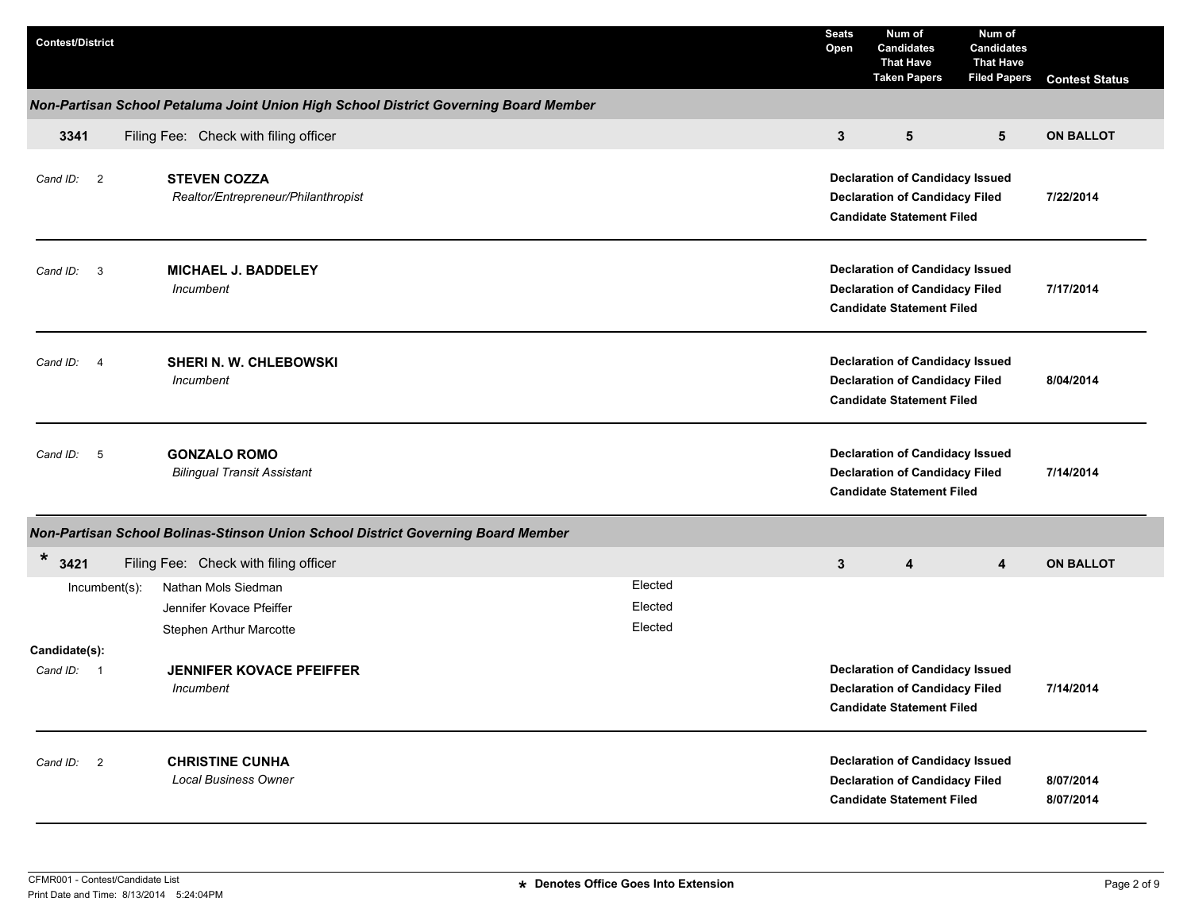| Contest/District | Seats Open | Num of Candidates That Have Taken Papers | Num of Candidates That Have Filed Papers | Contest Status |
|---|---|---|---|---|

## *Non-Partisan School Petaluma Joint Union High School District Governing Board Member*

| 3341 | Filing Fee: Check with filing officer | 3 | 5 | 5 | ON BALLOT |
|---|---|---|---|---|---|

*Cand ID:* 2 — **STEVEN COZZA**
*Realtor/Entrepreneur/Philanthropist*

- **Declaration of Candidacy Issued**
- **Declaration of Candidacy Filed** — 7/22/2014
- **Candidate Statement Filed**

---

*Cand ID:* 3 — **MICHAEL J. BADDELEY**
*Incumbent*

- **Declaration of Candidacy Issued**
- **Declaration of Candidacy Filed** — 7/17/2014
- **Candidate Statement Filed**

---

*Cand ID:* 4 — **SHERI N. W. CHLEBOWSKI**
*Incumbent*

- **Declaration of Candidacy Issued**
- **Declaration of Candidacy Filed** — 8/04/2014
- **Candidate Statement Filed**

---

*Cand ID:* 5 — **GONZALO ROMO**
*Bilingual Transit Assistant*

- **Declaration of Candidacy Issued**
- **Declaration of Candidacy Filed** — 7/14/2014
- **Candidate Statement Filed**

---

## *Non-Partisan School Bolinas-Stinson Union School District Governing Board Member*

| * 3421 | Filing Fee: Check with filing officer | 3 | 4 | 4 | ON BALLOT |
|---|---|---|---|---|---|

Incumbent(s):

| Name | Status |
|---|---|
| Nathan Mols Siedman | Elected |
| Jennifer Kovace Pfeiffer | Elected |
| Stephen Arthur Marcotte | Elected |

**Candidate(s):**

*Cand ID:* 1 — **JENNIFER KOVACE PFEIFFER**
*Incumbent*

- **Declaration of Candidacy Issued**
- **Declaration of Candidacy Filed** — 7/14/2014
- **Candidate Statement Filed**

---

*Cand ID:* 2 — **CHRISTINE CUNHA**
*Local Business Owner*

- **Declaration of Candidacy Issued**
- **Declaration of Candidacy Filed** — 8/07/2014
- **Candidate Statement Filed** — 8/07/2014

---

CFMR001 - Contest/Candidate List
Print Date and Time: 8/13/2014 5:24:04PM

* Denotes Office Goes Into Extension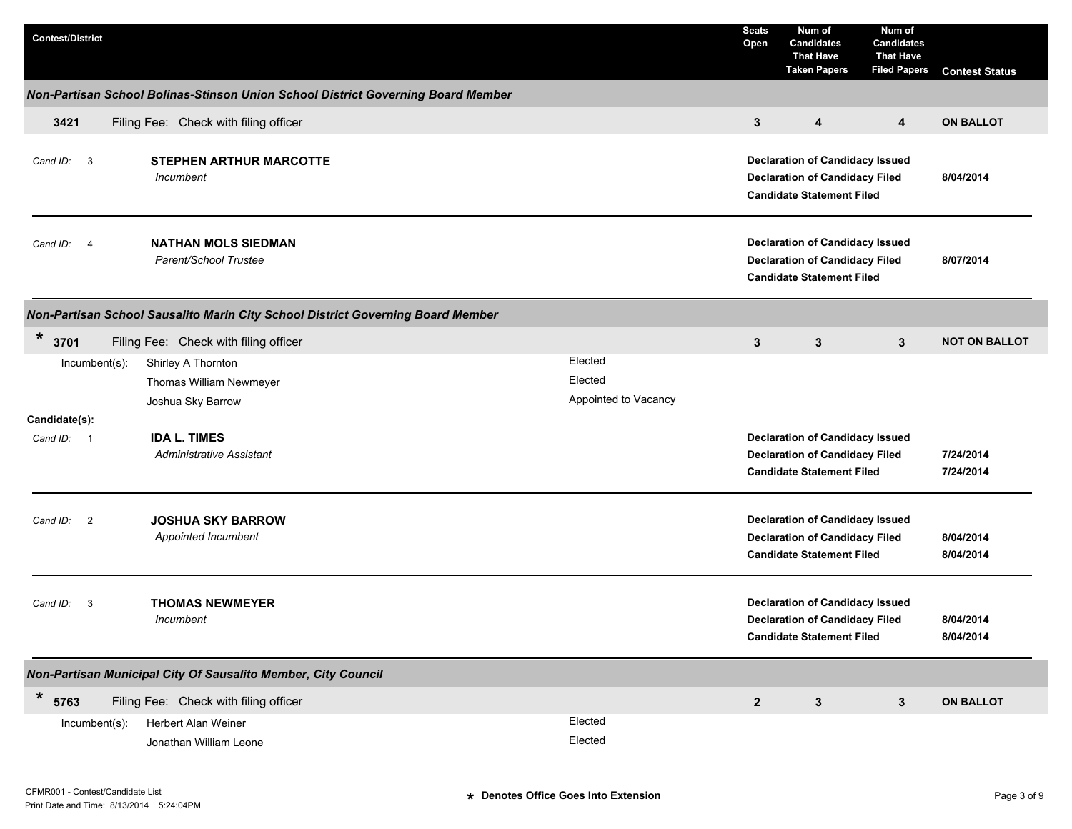| Contest/District | | | Seats Open | Num of Candidates That Have Taken Papers | Num of Candidates That Have Filed Papers | Contest Status |
|---|---|---|---|---|---|---|

### Non-Partisan School Bolinas-Stinson Union School District Governing Board Member

| | | | Seats Open | Taken Papers | Filed Papers | Contest Status |
|---|---|---|---|---|---|---|
| **3421** | Filing Fee: Check with filing officer | | **3** | **4** | **4** | **ON BALLOT** |

Cand ID: 3 — **STEPHEN ARTHUR MARCOTTE**
*Incumbent*

- **Declaration of Candidacy Issued**
- **Declaration of Candidacy Filed** — **8/04/2014**
- **Candidate Statement Filed**

Cand ID: 4 — **NATHAN MOLS SIEDMAN**
*Parent/School Trustee*

- **Declaration of Candidacy Issued**
- **Declaration of Candidacy Filed** — **8/07/2014**
- **Candidate Statement Filed**

### Non-Partisan School Sausalito Marin City School District Governing Board Member

| | | | Seats Open | Taken Papers | Filed Papers | Contest Status |
|---|---|---|---|---|---|---|
| * **3701** | Filing Fee: Check with filing officer | | **3** | **3** | **3** | **NOT ON BALLOT** |

Incumbent(s):

| Name | Status |
|---|---|
| Shirley A Thornton | Elected |
| Thomas William Newmeyer | Elected |
| Joshua Sky Barrow | Appointed to Vacancy |

**Candidate(s):**

Cand ID: 1 — **IDA L. TIMES**
*Administrative Assistant*

- **Declaration of Candidacy Issued**
- **Declaration of Candidacy Filed** — **7/24/2014**
- **Candidate Statement Filed** — **7/24/2014**

Cand ID: 2 — **JOSHUA SKY BARROW**
*Appointed Incumbent*

- **Declaration of Candidacy Issued**
- **Declaration of Candidacy Filed** — **8/04/2014**
- **Candidate Statement Filed** — **8/04/2014**

Cand ID: 3 — **THOMAS NEWMEYER**
*Incumbent*

- **Declaration of Candidacy Issued**
- **Declaration of Candidacy Filed** — **8/04/2014**
- **Candidate Statement Filed** — **8/04/2014**

### Non-Partisan Municipal City Of Sausalito Member, City Council

| | | | Seats Open | Taken Papers | Filed Papers | Contest Status |
|---|---|---|---|---|---|---|
| * **5763** | Filing Fee: Check with filing officer | | **2** | **3** | **3** | **ON BALLOT** |

Incumbent(s):

| Name | Status |
|---|---|
| Herbert Alan Weiner | Elected |
| Jonathan William Leone | Elected |

CFMR001 - Contest/Candidate List
Print Date and Time: 8/13/2014 5:24:04PM

**\* Denotes Office Goes Into Extension**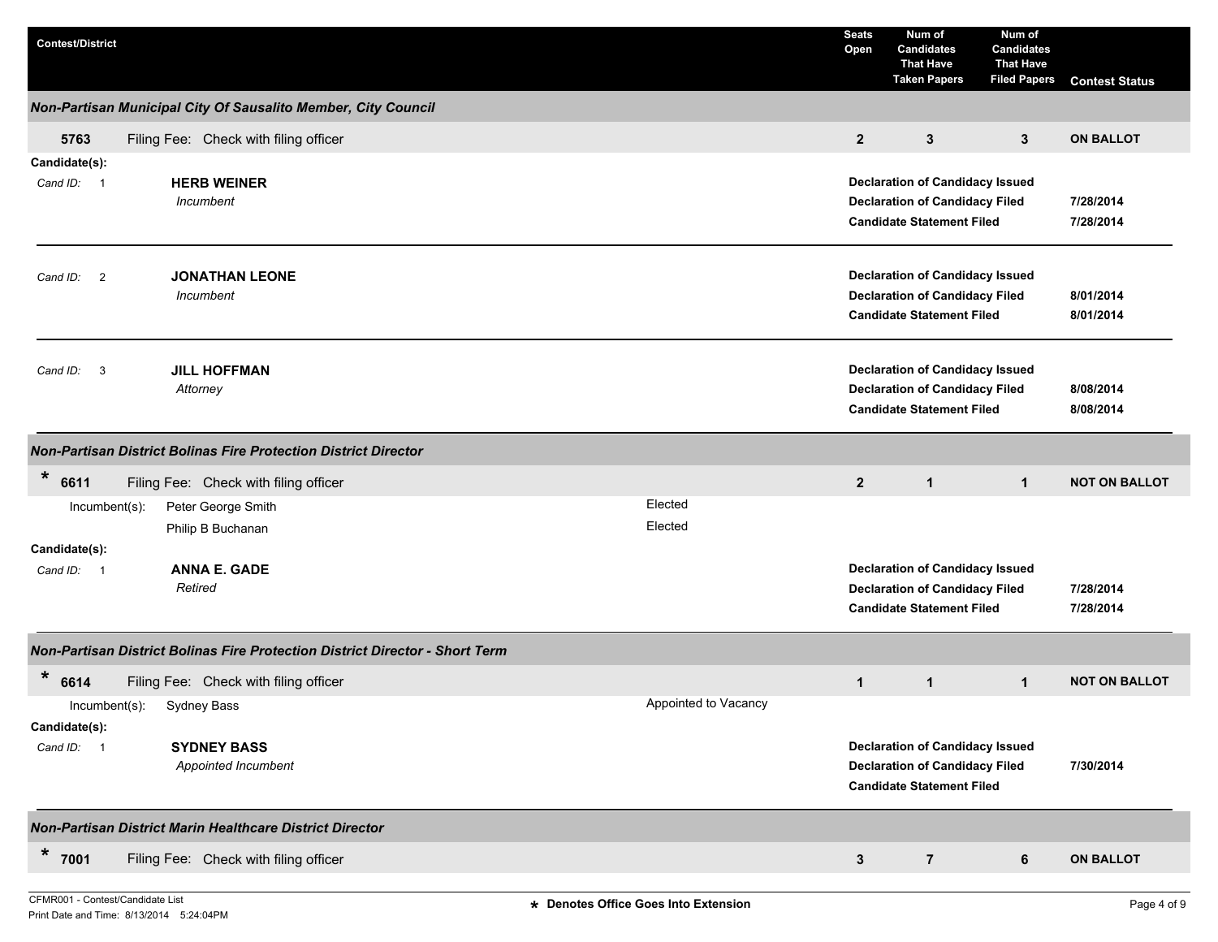| Contest/District | | Seats Open | Num of Candidates That Have Taken Papers | Num of Candidates That Have Filed Papers | Contest Status |
|---|---|---|---|---|---|

### Non-Partisan Municipal City Of Sausalito Member, City Council

| 5763 | Filing Fee: Check with filing officer | 2 | 3 | 3 | ON BALLOT |
|---|---|---|---|---|---|

**Candidate(s):**

*Cand ID:* 1 — **HERB WEINER**
*Incumbent*

| | |
|---|---|
| **Declaration of Candidacy Issued** | |
| **Declaration of Candidacy Filed** | **7/28/2014** |
| **Candidate Statement Filed** | **7/28/2014** |

*Cand ID:* 2 — **JONATHAN LEONE**
*Incumbent*

| | |
|---|---|
| **Declaration of Candidacy Issued** | |
| **Declaration of Candidacy Filed** | **8/01/2014** |
| **Candidate Statement Filed** | **8/01/2014** |

*Cand ID:* 3 — **JILL HOFFMAN**
*Attorney*

| | |
|---|---|
| **Declaration of Candidacy Issued** | |
| **Declaration of Candidacy Filed** | **8/08/2014** |
| **Candidate Statement Filed** | **8/08/2014** |

### Non-Partisan District Bolinas Fire Protection District Director

| * 6611 | Filing Fee: Check with filing officer | 2 | 1 | 1 | NOT ON BALLOT |
|---|---|---|---|---|---|

Incumbent(s):

| | |
|---|---|
| Peter George Smith | Elected |
| Philip B Buchanan | Elected |

**Candidate(s):**

*Cand ID:* 1 — **ANNA E. GADE**
*Retired*

| | |
|---|---|
| **Declaration of Candidacy Issued** | |
| **Declaration of Candidacy Filed** | **7/28/2014** |
| **Candidate Statement Filed** | **7/28/2014** |

### Non-Partisan District Bolinas Fire Protection District Director - Short Term

| * 6614 | Filing Fee: Check with filing officer | 1 | 1 | 1 | NOT ON BALLOT |
|---|---|---|---|---|---|

Incumbent(s):

| | |
|---|---|
| Sydney Bass | Appointed to Vacancy |

**Candidate(s):**

*Cand ID:* 1 — **SYDNEY BASS**
*Appointed Incumbent*

| | |
|---|---|
| **Declaration of Candidacy Issued** | |
| **Declaration of Candidacy Filed** | **7/30/2014** |
| **Candidate Statement Filed** | |

### Non-Partisan District Marin Healthcare District Director

| * 7001 | Filing Fee: Check with filing officer | 3 | 7 | 6 | ON BALLOT |
|---|---|---|---|---|---|

CFMR001 - Contest/Candidate List
Print Date and Time: 8/13/2014 5:24:04PM

**\* Denotes Office Goes Into Extension**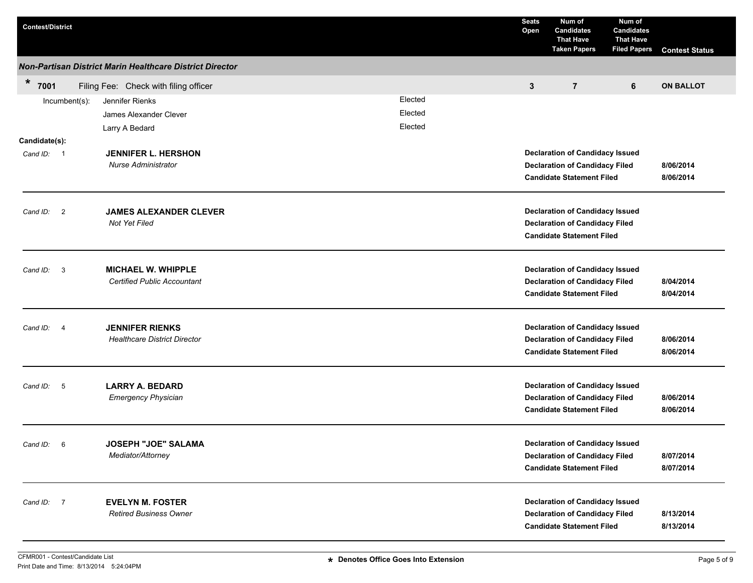| Contest/District | Seats Open | Num of Candidates That Have Taken Papers | Num of Candidates That Have Filed Papers | Contest Status |
|---|---|---|---|---|

### *Non-Partisan District Marin Healthcare District Director*

| * 7001 | Filing Fee: Check with filing officer | 3 | 7 | 6 | ON BALLOT |
|---|---|---|---|---|---|

Incumbent(s):

| Name | Status |
|---|---|
| Jennifer Rienks | Elected |
| James Alexander Clever | Elected |
| Larry A Bedard | Elected |

**Candidate(s):**

| Cand ID | Candidate | Status | Date |
|---|---|---|---|
| 1 | **JENNIFER L. HERSHON**<br>*Nurse Administrator* | **Declaration of Candidacy Issued** | |
| | | **Declaration of Candidacy Filed** | **8/06/2014** |
| | | **Candidate Statement Filed** | **8/06/2014** |
| 2 | **JAMES ALEXANDER CLEVER**<br>*Not Yet Filed* | **Declaration of Candidacy Issued** | |
| | | **Declaration of Candidacy Filed** | |
| | | **Candidate Statement Filed** | |
| 3 | **MICHAEL W. WHIPPLE**<br>*Certified Public Accountant* | **Declaration of Candidacy Issued** | |
| | | **Declaration of Candidacy Filed** | **8/04/2014** |
| | | **Candidate Statement Filed** | **8/04/2014** |
| 4 | **JENNIFER RIENKS**<br>*Healthcare District Director* | **Declaration of Candidacy Issued** | |
| | | **Declaration of Candidacy Filed** | **8/06/2014** |
| | | **Candidate Statement Filed** | **8/06/2014** |
| 5 | **LARRY A. BEDARD**<br>*Emergency Physician* | **Declaration of Candidacy Issued** | |
| | | **Declaration of Candidacy Filed** | **8/06/2014** |
| | | **Candidate Statement Filed** | **8/06/2014** |
| 6 | **JOSEPH "JOE" SALAMA**<br>*Mediator/Attorney* | **Declaration of Candidacy Issued** | |
| | | **Declaration of Candidacy Filed** | **8/07/2014** |
| | | **Candidate Statement Filed** | **8/07/2014** |
| 7 | **EVELYN M. FOSTER**<br>*Retired Business Owner* | **Declaration of Candidacy Issued** | |
| | | **Declaration of Candidacy Filed** | **8/13/2014** |
| | | **Candidate Statement Filed** | **8/13/2014** |

CFMR001 - Contest/Candidate List
Print Date and Time: 8/13/2014 5:24:04PM

**\* Denotes Office Goes Into Extension**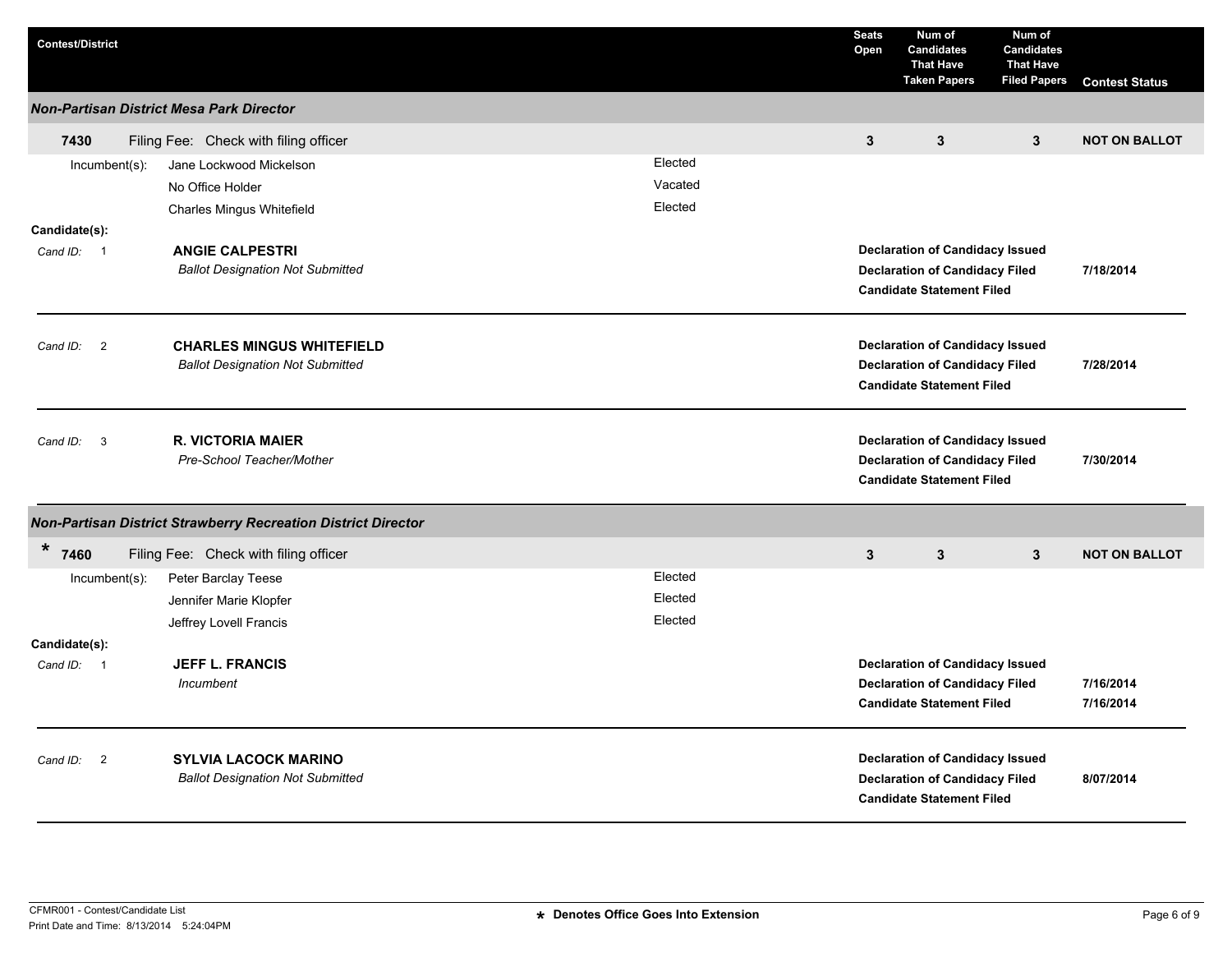| Contest/District | | | Seats Open | Num of Candidates That Have Taken Papers | Num of Candidates That Have Filed Papers | Contest Status |
|---|---|---|---|---|---|---|

## *Non-Partisan District Mesa Park Director*

| 7430 | Filing Fee: Check with filing officer | | 3 | 3 | 3 | NOT ON BALLOT |
|---|---|---|---|---|---|---|

Incumbent(s):

| Name | Status |
|---|---|
| Jane Lockwood Mickelson | Elected |
| No Office Holder | Vacated |
| Charles Mingus Whitefield | Elected |

**Candidate(s):**

| Cand ID | Candidate | Status | Date |
|---|---|---|---|
| 1 | **ANGIE CALPESTRI**<br>*Ballot Designation Not Submitted* | **Declaration of Candidacy Issued**<br>**Declaration of Candidacy Filed**<br>**Candidate Statement Filed** | <br>**7/18/2014**<br> |
| 2 | **CHARLES MINGUS WHITEFIELD**<br>*Ballot Designation Not Submitted* | **Declaration of Candidacy Issued**<br>**Declaration of Candidacy Filed**<br>**Candidate Statement Filed** | <br>**7/28/2014**<br> |
| 3 | **R. VICTORIA MAIER**<br>*Pre-School Teacher/Mother* | **Declaration of Candidacy Issued**<br>**Declaration of Candidacy Filed**<br>**Candidate Statement Filed** | <br>**7/30/2014**<br> |

## *Non-Partisan District Strawberry Recreation District Director*

| * 7460 | Filing Fee: Check with filing officer | | 3 | 3 | 3 | NOT ON BALLOT |
|---|---|---|---|---|---|---|

Incumbent(s):

| Name | Status |
|---|---|
| Peter Barclay Teese | Elected |
| Jennifer Marie Klopfer | Elected |
| Jeffrey Lovell Francis | Elected |

**Candidate(s):**

| Cand ID | Candidate | Status | Date |
|---|---|---|---|
| 1 | **JEFF L. FRANCIS**<br>*Incumbent* | **Declaration of Candidacy Issued**<br>**Declaration of Candidacy Filed**<br>**Candidate Statement Filed** | <br>**7/16/2014**<br>**7/16/2014** |
| 2 | **SYLVIA LACOCK MARINO**<br>*Ballot Designation Not Submitted* | **Declaration of Candidacy Issued**<br>**Declaration of Candidacy Filed**<br>**Candidate Statement Filed** | <br>**8/07/2014**<br> |

CFMR001 - Contest/Candidate List
Print Date and Time: 8/13/2014 5:24:04PM

**\* Denotes Office Goes Into Extension**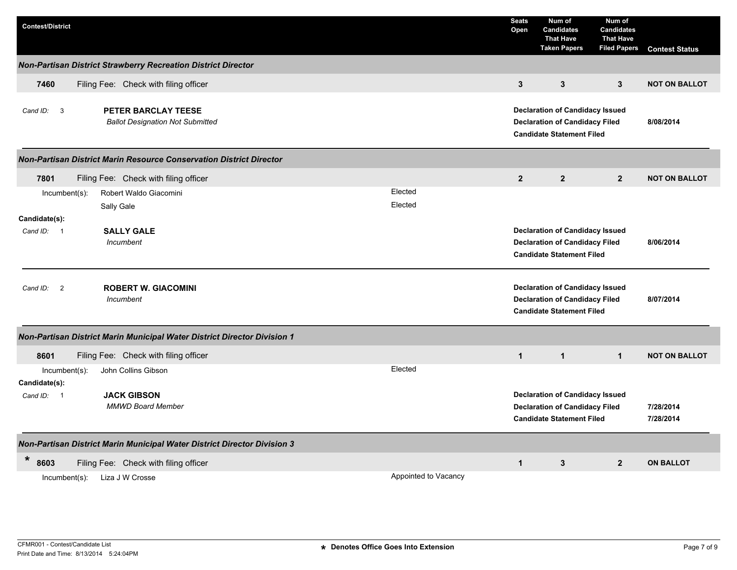| Contest/District | | | Seats Open | Num of Candidates That Have Taken Papers | Num of Candidates That Have Filed Papers | Contest Status |
|---|---|---|---|---|---|---|

***Non-Partisan District Strawberry Recreation District Director***

| | | | | | | |
|---|---|---|---|---|---|---|
| **7460** | Filing Fee: Check with filing officer | | **3** | **3** | **3** | **NOT ON BALLOT** |

*Cand ID:* 3 — **PETER BARCLAY TEESE**
*Ballot Designation Not Submitted*

**Declaration of Candidacy Issued**
**Declaration of Candidacy Filed** — **8/08/2014**
**Candidate Statement Filed**

---

***Non-Partisan District Marin Resource Conservation District Director***

| | | | | | | |
|---|---|---|---|---|---|---|
| **7801** | Filing Fee: Check with filing officer | | **2** | **2** | **2** | **NOT ON BALLOT** |

Incumbent(s):
- Robert Waldo Giacomini — Elected
- Sally Gale — Elected

**Candidate(s):**

*Cand ID:* 1 — **SALLY GALE**
*Incumbent*

**Declaration of Candidacy Issued**
**Declaration of Candidacy Filed** — **8/06/2014**
**Candidate Statement Filed**

---

*Cand ID:* 2 — **ROBERT W. GIACOMINI**
*Incumbent*

**Declaration of Candidacy Issued**
**Declaration of Candidacy Filed** — **8/07/2014**
**Candidate Statement Filed**

---

***Non-Partisan District Marin Municipal Water District Director Division 1***

| | | | | | | |
|---|---|---|---|---|---|---|
| **8601** | Filing Fee: Check with filing officer | | **1** | **1** | **1** | **NOT ON BALLOT** |

Incumbent(s):
- John Collins Gibson — Elected

**Candidate(s):**

*Cand ID:* 1 — **JACK GIBSON**
*MMWD Board Member*

**Declaration of Candidacy Issued**
**Declaration of Candidacy Filed** — **7/28/2014**
**Candidate Statement Filed** — **7/28/2014**

---

***Non-Partisan District Marin Municipal Water District Director Division 3***

| | | | | | | |
|---|---|---|---|---|---|---|
| * **8603** | Filing Fee: Check with filing officer | | **1** | **3** | **2** | **ON BALLOT** |

Incumbent(s):
- Liza J W Crosse — Appointed to Vacancy

CFMR001 - Contest/Candidate List
Print Date and Time: 8/13/2014 5:24:04PM

* **Denotes Office Goes Into Extension**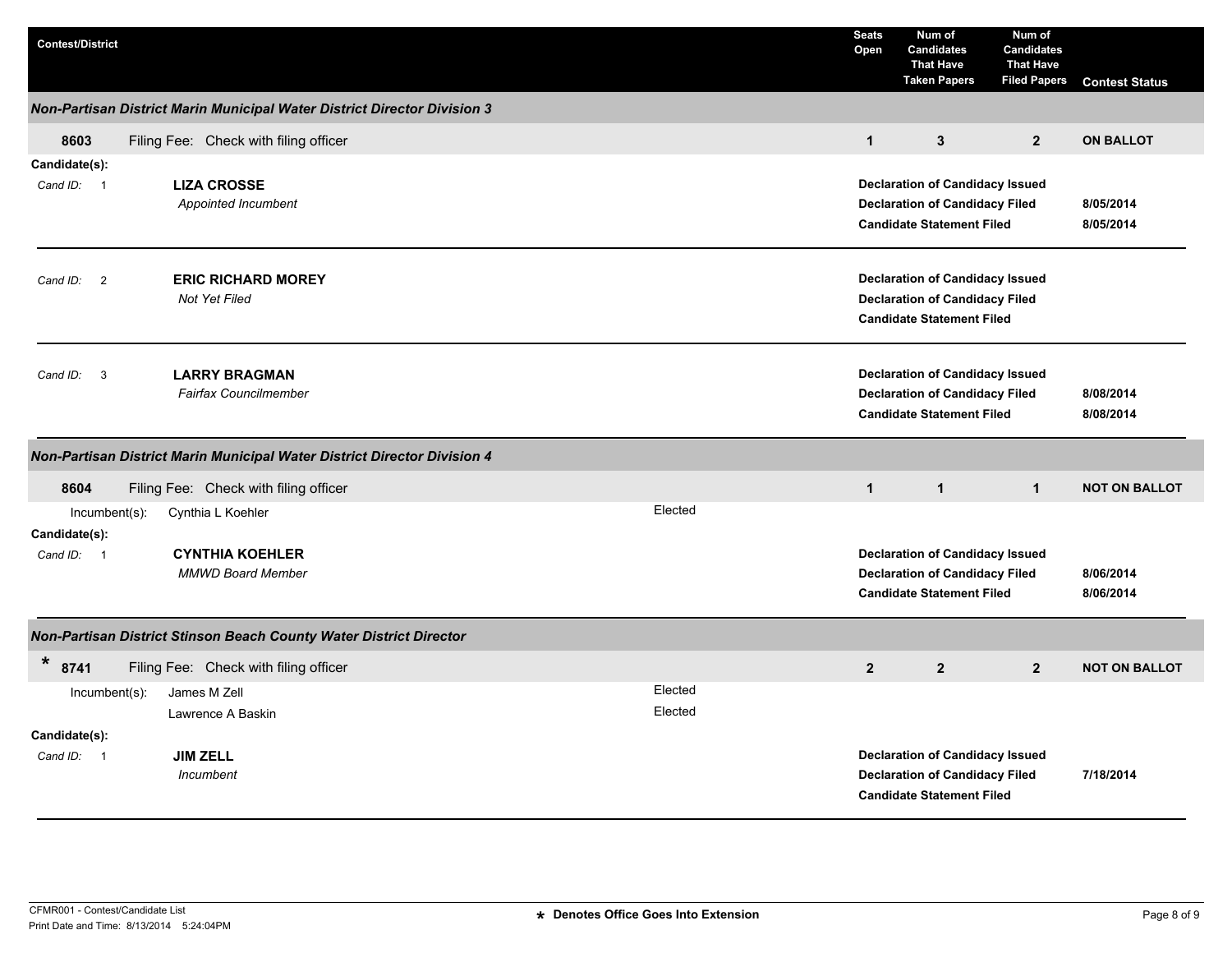| Contest/District | | Seats Open | Num of Candidates That Have Taken Papers | Num of Candidates That Have Filed Papers | Contest Status |
|---|---|---|---|---|---|

### *Non-Partisan District Marin Municipal Water District Director Division 3*

| **8603** | Filing Fee: Check with filing officer | **1** | **3** | **2** | **ON BALLOT** |
|---|---|---|---|---|---|

**Candidate(s):**

| Cand ID | Candidate | Status | Date |
|---|---|---|---|
| 1 | **LIZA CROSSE**<br>*Appointed Incumbent* | **Declaration of Candidacy Issued** | |
| | | **Declaration of Candidacy Filed** | 8/05/2014 |
| | | **Candidate Statement Filed** | 8/05/2014 |
| 2 | **ERIC RICHARD MOREY**<br>*Not Yet Filed* | **Declaration of Candidacy Issued** | |
| | | **Declaration of Candidacy Filed** | |
| | | **Candidate Statement Filed** | |
| 3 | **LARRY BRAGMAN**<br>*Fairfax Councilmember* | **Declaration of Candidacy Issued** | |
| | | **Declaration of Candidacy Filed** | 8/08/2014 |
| | | **Candidate Statement Filed** | 8/08/2014 |

### *Non-Partisan District Marin Municipal Water District Director Division 4*

| **8604** | Filing Fee: Check with filing officer | **1** | **1** | **1** | **NOT ON BALLOT** |
|---|---|---|---|---|---|

Incumbent(s): Cynthia L Koehler — Elected

**Candidate(s):**

| Cand ID | Candidate | Status | Date |
|---|---|---|---|
| 1 | **CYNTHIA KOEHLER**<br>*MMWD Board Member* | **Declaration of Candidacy Issued** | |
| | | **Declaration of Candidacy Filed** | 8/06/2014 |
| | | **Candidate Statement Filed** | 8/06/2014 |

### *Non-Partisan District Stinson Beach County Water District Director*

| * **8741** | Filing Fee: Check with filing officer | **2** | **2** | **2** | **NOT ON BALLOT** |
|---|---|---|---|---|---|

Incumbent(s):
- James M Zell — Elected
- Lawrence A Baskin — Elected

**Candidate(s):**

| Cand ID | Candidate | Status | Date |
|---|---|---|---|
| 1 | **JIM ZELL**<br>*Incumbent* | **Declaration of Candidacy Issued** | |
| | | **Declaration of Candidacy Filed** | 7/18/2014 |
| | | **Candidate Statement Filed** | |

CFMR001 - Contest/Candidate List
Print Date and Time: 8/13/2014 5:24:04PM

* Denotes Office Goes Into Extension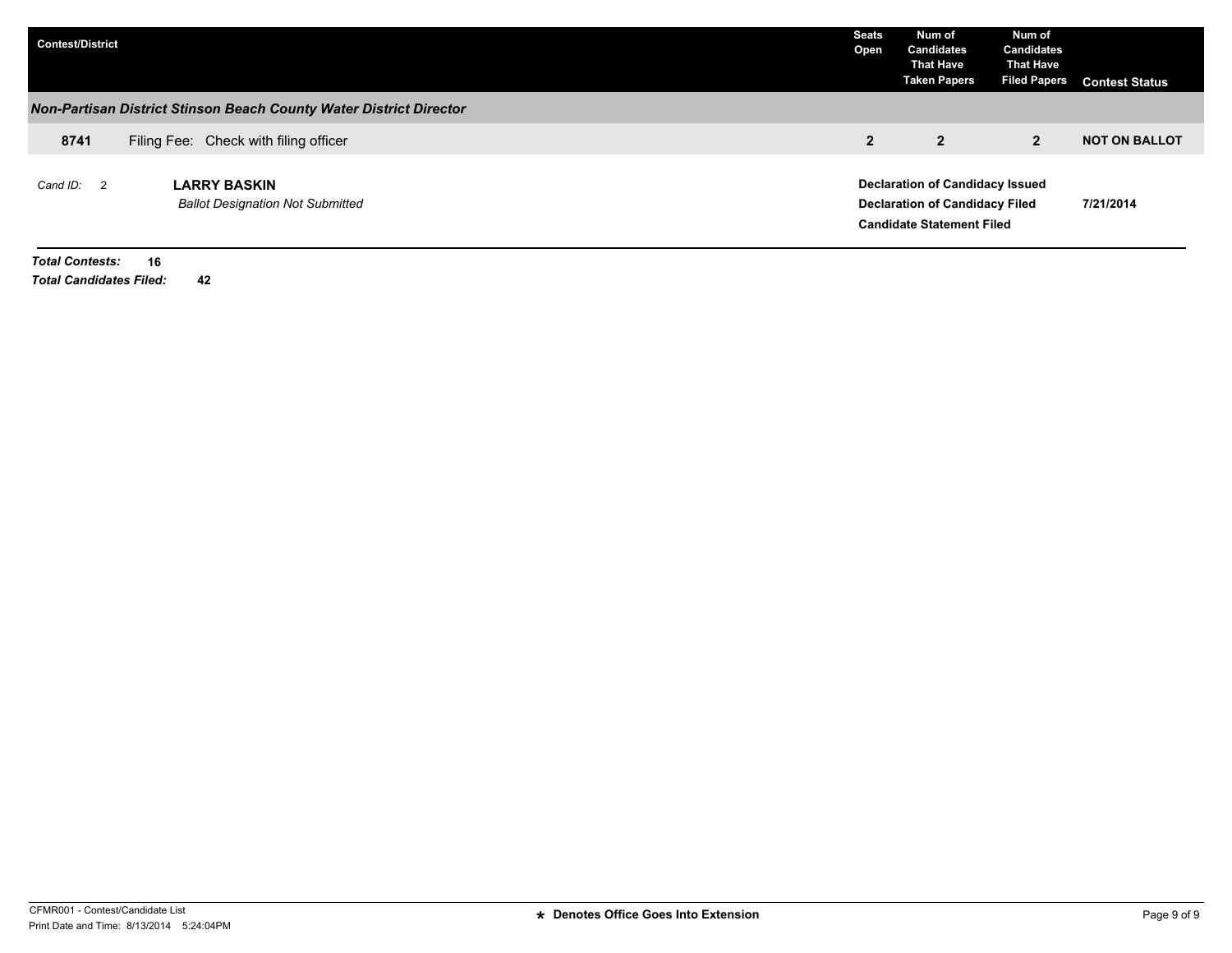| Contest/District | | Seats Open | Num of Candidates That Have Taken Papers | Num of Candidates That Have Filed Papers | Contest Status |
|---|---|---|---|---|---|
| ***Non-Partisan District Stinson Beach County Water District Director*** | | | | | |
| **8741** | Filing Fee: Check with filing officer | **2** | **2** | **2** | **NOT ON BALLOT** |

| | | | |
|---|---|---|---|
| *Cand ID:* 2 | **LARRY BASKIN**<br>*Ballot Designation Not Submitted* | **Declaration of Candidacy Issued**<br>**Declaration of Candidacy Filed**<br>**Candidate Statement Filed** | <br>**7/21/2014** |

***Total Contests:*** **16**

***Total Candidates Filed:*** **42**

CFMR001 - Contest/Candidate List

Print Date and Time: 8/13/2014 5:24:04PM

**\* Denotes Office Goes Into Extension**